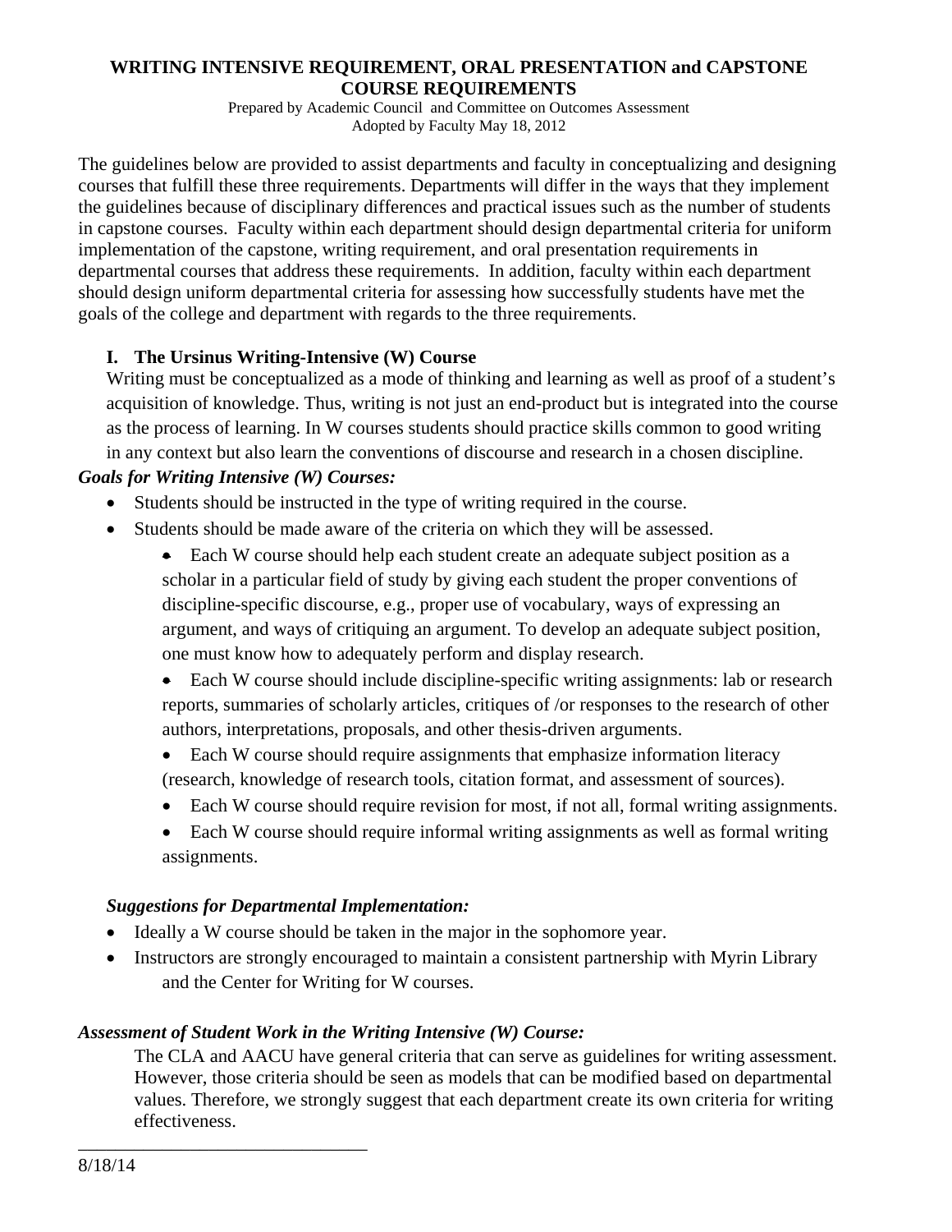# WRITING INTENSIVE REQUIREMENT, ORAL PRESENTATION and CAPSTONE COURSE REQUIREMENTS

Prepared by Academic Council and Committee on Outcomes Assessment
Adopted by Faculty May 18, 2012

The guidelines below are provided to assist departments and faculty in conceptualizing and designing courses that fulfill these three requirements. Departments will differ in the ways that they implement the guidelines because of disciplinary differences and practical issues such as the number of students in capstone courses. Faculty within each department should design departmental criteria for uniform implementation of the capstone, writing requirement, and oral presentation requirements in departmental courses that address these requirements. In addition, faculty within each department should design uniform departmental criteria for assessing how successfully students have met the goals of the college and department with regards to the three requirements.

## I. The Ursinus Writing-Intensive (W) Course

Writing must be conceptualized as a mode of thinking and learning as well as proof of a student's acquisition of knowledge. Thus, writing is not just an end-product but is integrated into the course as the process of learning. In W courses students should practice skills common to good writing in any context but also learn the conventions of discourse and research in a chosen discipline.

***Goals for Writing Intensive (W) Courses:***

- Students should be instructed in the type of writing required in the course.
- Students should be made aware of the criteria on which they will be assessed.
  - Each W course should help each student create an adequate subject position as a scholar in a particular field of study by giving each student the proper conventions of discipline-specific discourse, e.g., proper use of vocabulary, ways of expressing an argument, and ways of critiquing an argument. To develop an adequate subject position, one must know how to adequately perform and display research.
  - Each W course should include discipline-specific writing assignments: lab or research reports, summaries of scholarly articles, critiques of /or responses to the research of other authors, interpretations, proposals, and other thesis-driven arguments.
  - Each W course should require assignments that emphasize information literacy (research, knowledge of research tools, citation format, and assessment of sources).
  - Each W course should require revision for most, if not all, formal writing assignments.
  - Each W course should require informal writing assignments as well as formal writing assignments.

***Suggestions for Departmental Implementation:***

- Ideally a W course should be taken in the major in the sophomore year.
- Instructors are strongly encouraged to maintain a consistent partnership with Myrin Library and the Center for Writing for W courses.

***Assessment of Student Work in the Writing Intensive (W) Course:***

The CLA and AACU have general criteria that can serve as guidelines for writing assessment. However, those criteria should be seen as models that can be modified based on departmental values. Therefore, we strongly suggest that each department create its own criteria for writing effectiveness.

8/18/14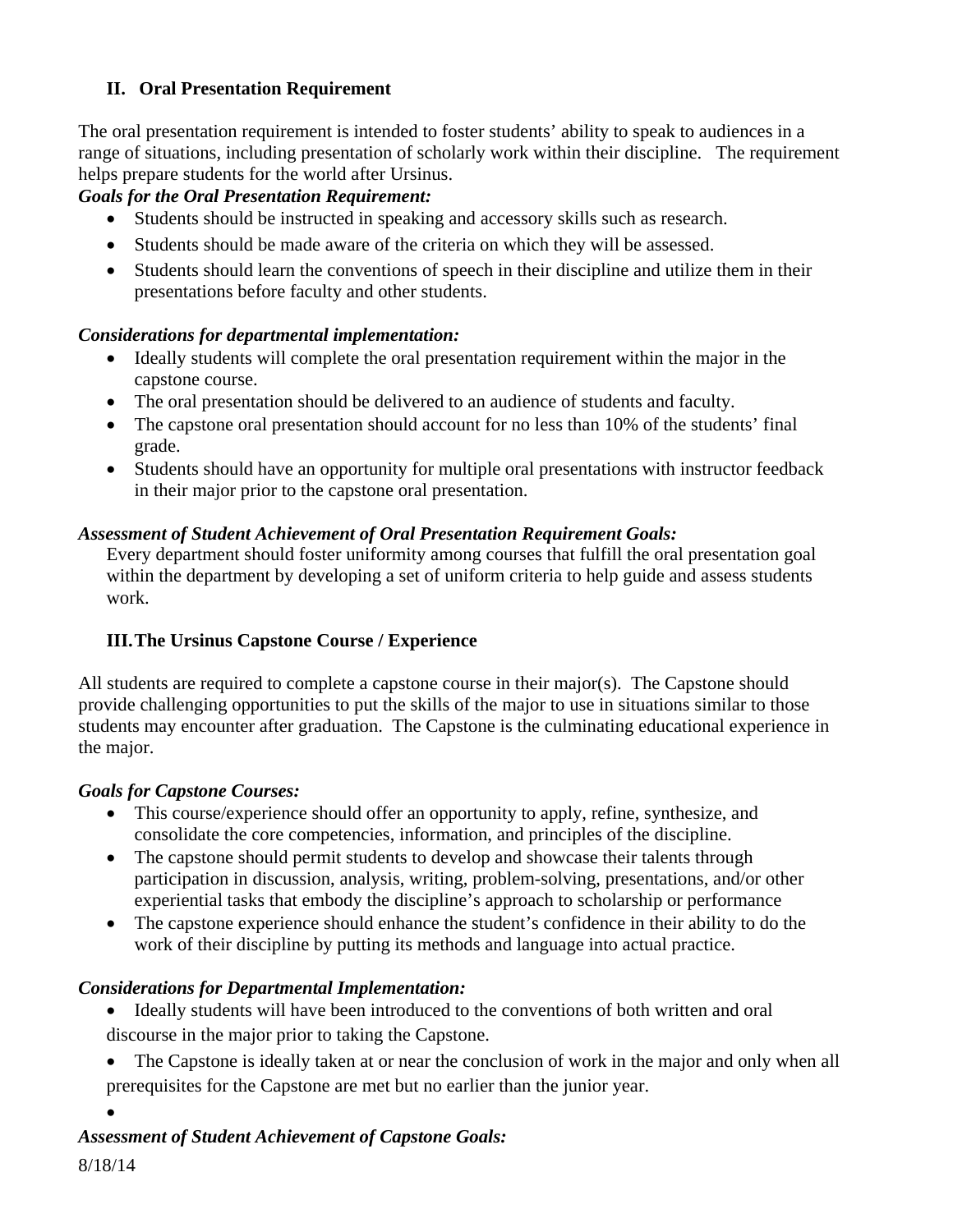## II. Oral Presentation Requirement

The oral presentation requirement is intended to foster students' ability to speak to audiences in a range of situations, including presentation of scholarly work within their discipline. The requirement helps prepare students for the world after Ursinus.

***Goals for the Oral Presentation Requirement:***

- Students should be instructed in speaking and accessory skills such as research.
- Students should be made aware of the criteria on which they will be assessed.
- Students should learn the conventions of speech in their discipline and utilize them in their presentations before faculty and other students.

***Considerations for departmental implementation:***

- Ideally students will complete the oral presentation requirement within the major in the capstone course.
- The oral presentation should be delivered to an audience of students and faculty.
- The capstone oral presentation should account for no less than 10% of the students' final grade.
- Students should have an opportunity for multiple oral presentations with instructor feedback in their major prior to the capstone oral presentation.

***Assessment of Student Achievement of Oral Presentation Requirement Goals:***

Every department should foster uniformity among courses that fulfill the oral presentation goal within the department by developing a set of uniform criteria to help guide and assess students work.

## III. The Ursinus Capstone Course / Experience

All students are required to complete a capstone course in their major(s). The Capstone should provide challenging opportunities to put the skills of the major to use in situations similar to those students may encounter after graduation. The Capstone is the culminating educational experience in the major.

***Goals for Capstone Courses:***

- This course/experience should offer an opportunity to apply, refine, synthesize, and consolidate the core competencies, information, and principles of the discipline.
- The capstone should permit students to develop and showcase their talents through participation in discussion, analysis, writing, problem-solving, presentations, and/or other experiential tasks that embody the discipline's approach to scholarship or performance
- The capstone experience should enhance the student's confidence in their ability to do the work of their discipline by putting its methods and language into actual practice.

***Considerations for Departmental Implementation:***

- Ideally students will have been introduced to the conventions of both written and oral discourse in the major prior to taking the Capstone.
- The Capstone is ideally taken at or near the conclusion of work in the major and only when all prerequisites for the Capstone are met but no earlier than the junior year.
- 

***Assessment of Student Achievement of Capstone Goals:***

8/18/14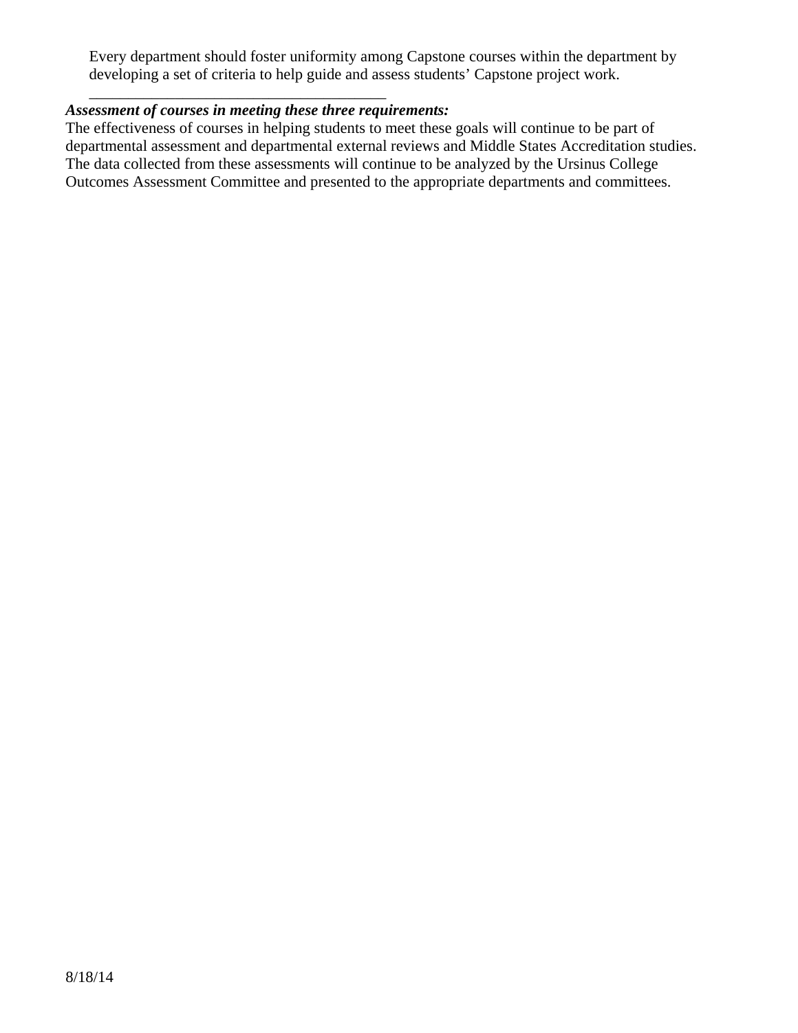Every department should foster uniformity among Capstone courses within the department by developing a set of criteria to help guide and assess students' Capstone project work.

---

***Assessment of courses in meeting these three requirements:***

The effectiveness of courses in helping students to meet these goals will continue to be part of departmental assessment and departmental external reviews and Middle States Accreditation studies. The data collected from these assessments will continue to be analyzed by the Ursinus College Outcomes Assessment Committee and presented to the appropriate departments and committees.

8/18/14